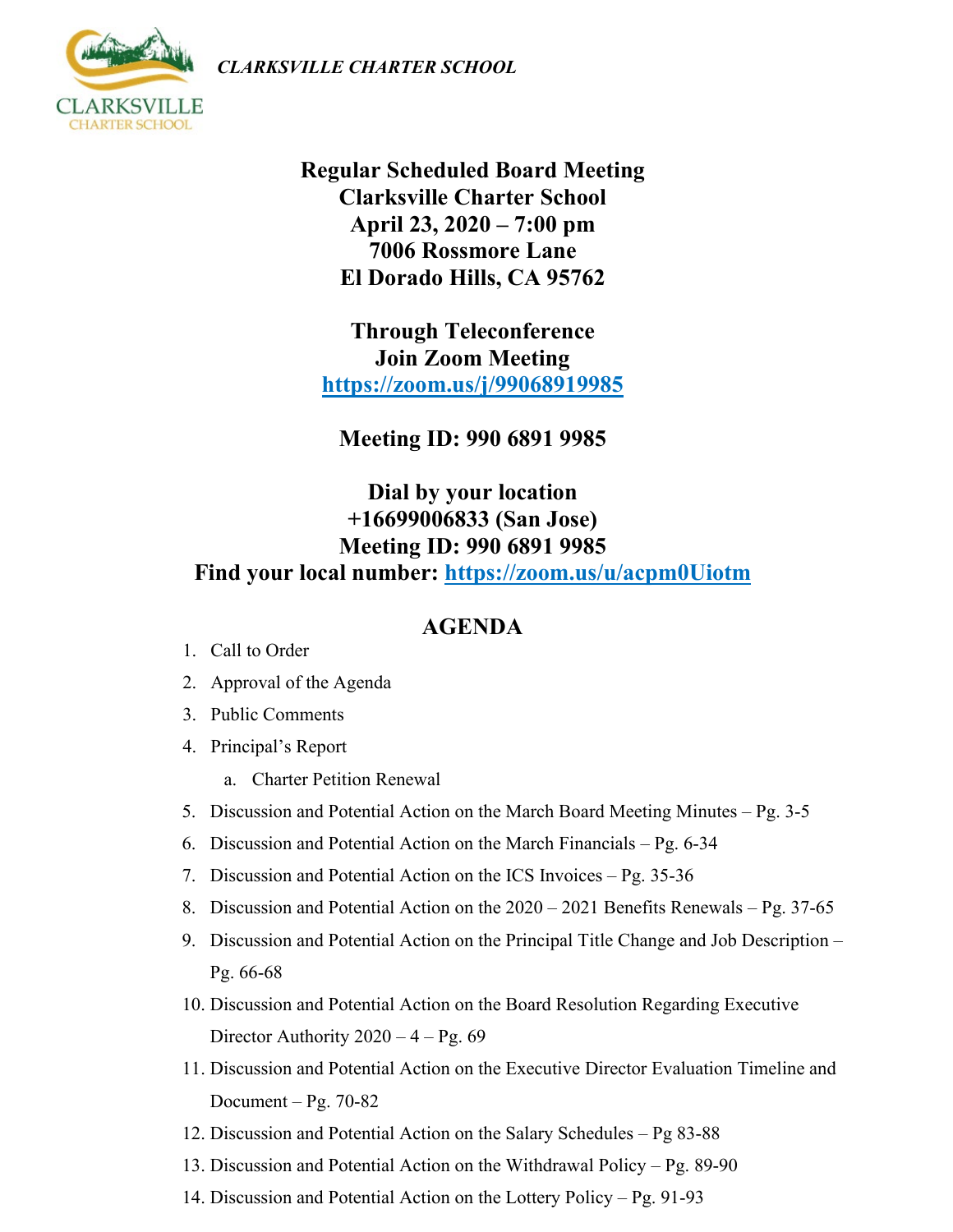*CLARKSVILLE CHARTER SCHOOL*

**Regular Scheduled Board Meeting**
**Clarksville Charter School**
**April 23, 2020 – 7:00 pm**
**7006 Rossmore Lane**
**El Dorado Hills, CA 95762**

**Through Teleconference**
**Join Zoom Meeting**
**https://zoom.us/j/99068919985**

**Meeting ID: 990 6891 9985**

**Dial by your location**
**+16699006833 (San Jose)**
**Meeting ID: 990 6891 9985**
**Find your local number: https://zoom.us/u/acpm0Uiotm**

## AGENDA

1. Call to Order
2. Approval of the Agenda
3. Public Comments
4. Principal's Report
    a. Charter Petition Renewal
5. Discussion and Potential Action on the March Board Meeting Minutes – Pg. 3-5
6. Discussion and Potential Action on the March Financials – Pg. 6-34
7. Discussion and Potential Action on the ICS Invoices – Pg. 35-36
8. Discussion and Potential Action on the 2020 – 2021 Benefits Renewals – Pg. 37-65
9. Discussion and Potential Action on the Principal Title Change and Job Description – Pg. 66-68
10. Discussion and Potential Action on the Board Resolution Regarding Executive Director Authority 2020 – 4 – Pg. 69
11. Discussion and Potential Action on the Executive Director Evaluation Timeline and Document – Pg. 70-82
12. Discussion and Potential Action on the Salary Schedules – Pg 83-88
13. Discussion and Potential Action on the Withdrawal Policy – Pg. 89-90
14. Discussion and Potential Action on the Lottery Policy – Pg. 91-93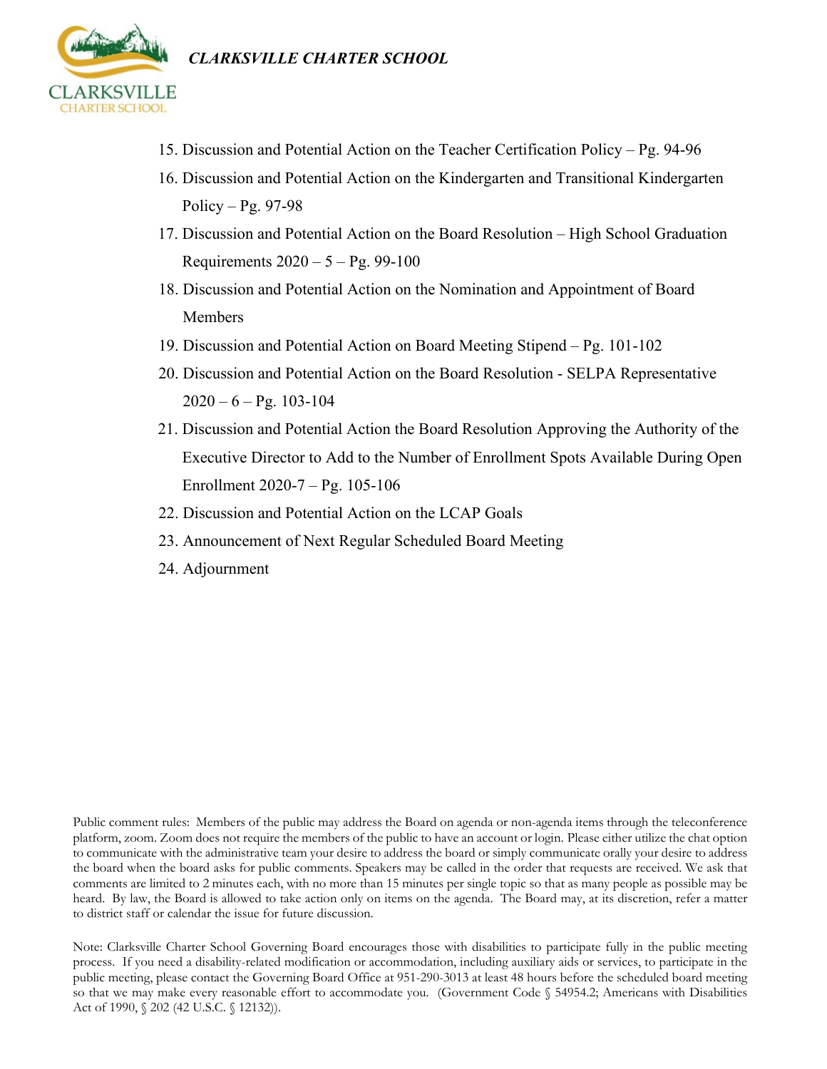15. Discussion and Potential Action on the Teacher Certification Policy – Pg. 94-96
16. Discussion and Potential Action on the Kindergarten and Transitional Kindergarten Policy – Pg. 97-98
17. Discussion and Potential Action on the Board Resolution – High School Graduation Requirements 2020 – 5 – Pg. 99-100
18. Discussion and Potential Action on the Nomination and Appointment of Board Members
19. Discussion and Potential Action on Board Meeting Stipend – Pg. 101-102
20. Discussion and Potential Action on the Board Resolution - SELPA Representative 2020 – 6 – Pg. 103-104
21. Discussion and Potential Action the Board Resolution Approving the Authority of the Executive Director to Add to the Number of Enrollment Spots Available During Open Enrollment 2020-7 – Pg. 105-106
22. Discussion and Potential Action on the LCAP Goals
23. Announcement of Next Regular Scheduled Board Meeting
24. Adjournment

Public comment rules: Members of the public may address the Board on agenda or non-agenda items through the teleconference platform, zoom. Zoom does not require the members of the public to have an account or login. Please either utilize the chat option to communicate with the administrative team your desire to address the board or simply communicate orally your desire to address the board when the board asks for public comments. Speakers may be called in the order that requests are received. We ask that comments are limited to 2 minutes each, with no more than 15 minutes per single topic so that as many people as possible may be heard. By law, the Board is allowed to take action only on items on the agenda. The Board may, at its discretion, refer a matter to district staff or calendar the issue for future discussion.

Note: Clarksville Charter School Governing Board encourages those with disabilities to participate fully in the public meeting process. If you need a disability-related modification or accommodation, including auxiliary aids or services, to participate in the public meeting, please contact the Governing Board Office at 951-290-3013 at least 48 hours before the scheduled board meeting so that we may make every reasonable effort to accommodate you. (Government Code § 54954.2; Americans with Disabilities Act of 1990, § 202 (42 U.S.C. § 12132)).